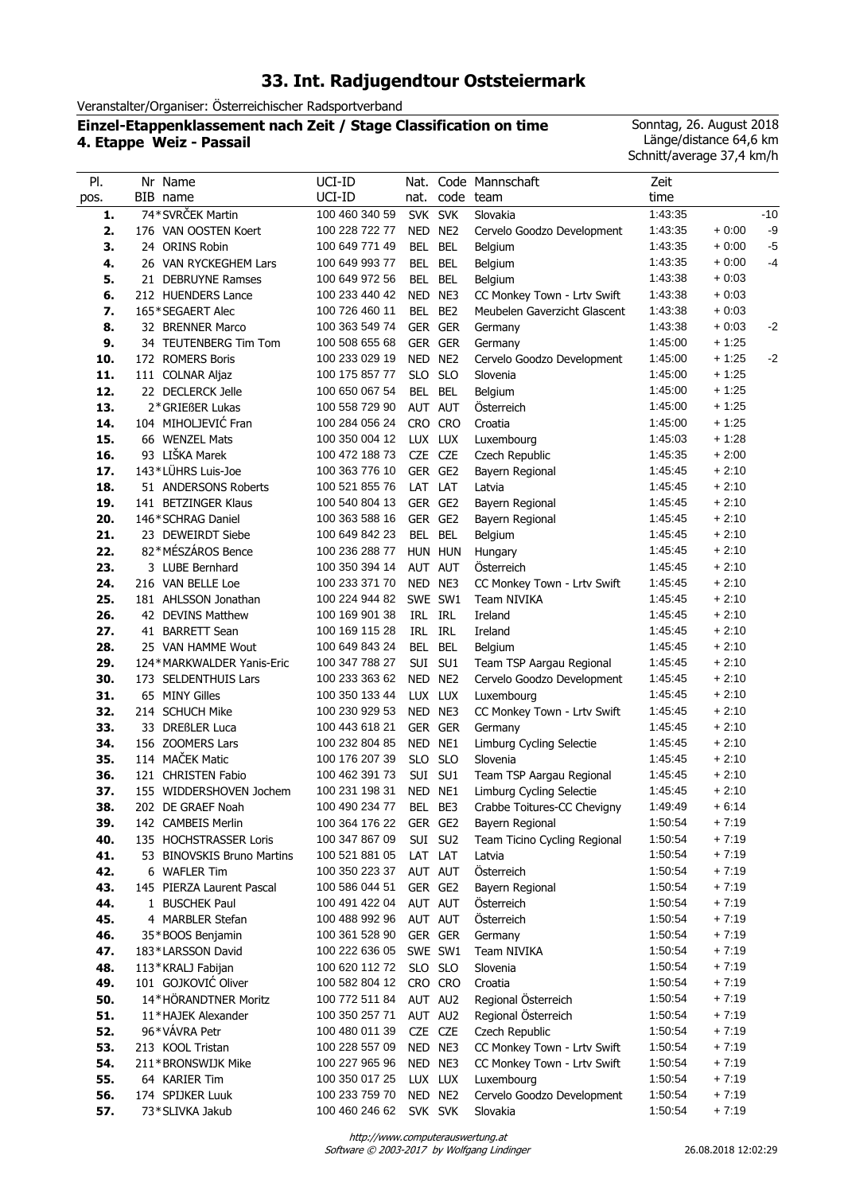# 33. Int. Radjugendtour Oststeiermark

Veranstalter/Organiser: Österreichischer Radsportverband

**Einzel-Etappenklassement nach Zeit / Stage Classification on time**
**4. Etappe Weiz - Passail**

Sonntag, 26. August 2018
Länge/distance 64,6 km
Schnitt/average 37,4 km/h

| Pl. pos. | Nr BIB | Name name | UCI-ID UCI-ID | Nat. nat. | Code code | Mannschaft team | Zeit time | | |
|---|---|---|---|---|---|---|---|---|---|
| 1. | 74 | *SVRČEK Martin | 100 460 340 59 | SVK | SVK | Slovakia | 1:43:35 | | -10 |
| 2. | 176 | VAN OOSTEN Koert | 100 228 722 77 | NED | NE2 | Cervelo Goodzo Development | 1:43:35 | + 0:00 | -9 |
| 3. | 24 | ORINS Robin | 100 649 771 49 | BEL | BEL | Belgium | 1:43:35 | + 0:00 | -5 |
| 4. | 26 | VAN RYCKEGHEM Lars | 100 649 993 77 | BEL | BEL | Belgium | 1:43:35 | + 0:00 | -4 |
| 5. | 21 | DEBRUYNE Ramses | 100 649 972 56 | BEL | BEL | Belgium | 1:43:38 | + 0:03 | |
| 6. | 212 | HUENDERS Lance | 100 233 440 42 | NED | NE3 | CC Monkey Town - Lrtv Swift | 1:43:38 | + 0:03 | |
| 7. | 165 | *SEGAERT Alec | 100 726 460 11 | BEL | BE2 | Meubelen Gaverzicht Glascent | 1:43:38 | + 0:03 | |
| 8. | 32 | BRENNER Marco | 100 363 549 74 | GER | GER | Germany | 1:43:38 | + 0:03 | -2 |
| 9. | 34 | TEUTENBERG Tim Tom | 100 508 655 68 | GER | GER | Germany | 1:45:00 | + 1:25 | |
| 10. | 172 | ROMERS Boris | 100 233 029 19 | NED | NE2 | Cervelo Goodzo Development | 1:45:00 | + 1:25 | -2 |
| 11. | 111 | COLNAR Aljaz | 100 175 857 77 | SLO | SLO | Slovenia | 1:45:00 | + 1:25 | |
| 12. | 22 | DECLERCK Jelle | 100 650 067 54 | BEL | BEL | Belgium | 1:45:00 | + 1:25 | |
| 13. | 2 | *GRIEßER Lukas | 100 558 729 90 | AUT | AUT | Österreich | 1:45:00 | + 1:25 | |
| 14. | 104 | MIHOLJEVIĆ Fran | 100 284 056 24 | CRO | CRO | Croatia | 1:45:00 | + 1:25 | |
| 15. | 66 | WENZEL Mats | 100 350 004 12 | LUX | LUX | Luxembourg | 1:45:03 | + 1:28 | |
| 16. | 93 | LIŠKA Marek | 100 472 188 73 | CZE | CZE | Czech Republic | 1:45:35 | + 2:00 | |
| 17. | 143 | *LÜHRS Luis-Joe | 100 363 776 10 | GER | GE2 | Bayern Regional | 1:45:45 | + 2:10 | |
| 18. | 51 | ANDERSONS Roberts | 100 521 855 76 | LAT | LAT | Latvia | 1:45:45 | + 2:10 | |
| 19. | 141 | BETZINGER Klaus | 100 540 804 13 | GER | GE2 | Bayern Regional | 1:45:45 | + 2:10 | |
| 20. | 146 | *SCHRAG Daniel | 100 363 588 16 | GER | GE2 | Bayern Regional | 1:45:45 | + 2:10 | |
| 21. | 23 | DEWEIRDT Siebe | 100 649 842 23 | BEL | BEL | Belgium | 1:45:45 | + 2:10 | |
| 22. | 82 | *MÉSZÁROS Bence | 100 236 288 77 | HUN | HUN | Hungary | 1:45:45 | + 2:10 | |
| 23. | 3 | LUBE Bernhard | 100 350 394 14 | AUT | AUT | Österreich | 1:45:45 | + 2:10 | |
| 24. | 216 | VAN BELLE Loe | 100 233 371 70 | NED | NE3 | CC Monkey Town - Lrtv Swift | 1:45:45 | + 2:10 | |
| 25. | 181 | AHLSSON Jonathan | 100 224 944 82 | SWE | SW1 | Team NIVIKA | 1:45:45 | + 2:10 | |
| 26. | 42 | DEVINS Matthew | 100 169 901 38 | IRL | IRL | Ireland | 1:45:45 | + 2:10 | |
| 27. | 41 | BARRETT Sean | 100 169 115 28 | IRL | IRL | Ireland | 1:45:45 | + 2:10 | |
| 28. | 25 | VAN HAMME Wout | 100 649 843 24 | BEL | BEL | Belgium | 1:45:45 | + 2:10 | |
| 29. | 124 | *MARKWALDER Yanis-Eric | 100 347 788 27 | SUI | SU1 | Team TSP Aargau Regional | 1:45:45 | + 2:10 | |
| 30. | 173 | SELDENTHUIS Lars | 100 233 363 62 | NED | NE2 | Cervelo Goodzo Development | 1:45:45 | + 2:10 | |
| 31. | 65 | MINY Gilles | 100 350 133 44 | LUX | LUX | Luxembourg | 1:45:45 | + 2:10 | |
| 32. | 214 | SCHUCH Mike | 100 230 929 53 | NED | NE3 | CC Monkey Town - Lrtv Swift | 1:45:45 | + 2:10 | |
| 33. | 33 | DREßLER Luca | 100 443 618 21 | GER | GER | Germany | 1:45:45 | + 2:10 | |
| 34. | 156 | ZOOMERS Lars | 100 232 804 85 | NED | NE1 | Limburg Cycling Selectie | 1:45:45 | + 2:10 | |
| 35. | 114 | MAČEK Matic | 100 176 207 39 | SLO | SLO | Slovenia | 1:45:45 | + 2:10 | |
| 36. | 121 | CHRISTEN Fabio | 100 462 391 73 | SUI | SU1 | Team TSP Aargau Regional | 1:45:45 | + 2:10 | |
| 37. | 155 | WIDDERSHOVEN Jochem | 100 231 198 31 | NED | NE1 | Limburg Cycling Selectie | 1:45:45 | + 2:10 | |
| 38. | 202 | DE GRAEF Noah | 100 490 234 77 | BEL | BE3 | Crabbe Toitures-CC Chevigny | 1:49:49 | + 6:14 | |
| 39. | 142 | CAMBEIS Merlin | 100 364 176 22 | GER | GE2 | Bayern Regional | 1:50:54 | + 7:19 | |
| 40. | 135 | HOCHSTRASSER Loris | 100 347 867 09 | SUI | SU2 | Team Ticino Cycling Regional | 1:50:54 | + 7:19 | |
| 41. | 53 | BINOVSKIS Bruno Martins | 100 521 881 05 | LAT | LAT | Latvia | 1:50:54 | + 7:19 | |
| 42. | 6 | WAFLER Tim | 100 350 223 37 | AUT | AUT | Österreich | 1:50:54 | + 7:19 | |
| 43. | 145 | PIERZA Laurent Pascal | 100 586 044 51 | GER | GE2 | Bayern Regional | 1:50:54 | + 7:19 | |
| 44. | 1 | BUSCHEK Paul | 100 491 422 04 | AUT | AUT | Österreich | 1:50:54 | + 7:19 | |
| 45. | 4 | MARBLER Stefan | 100 488 992 96 | AUT | AUT | Österreich | 1:50:54 | + 7:19 | |
| 46. | 35 | *BOOS Benjamin | 100 361 528 90 | GER | GER | Germany | 1:50:54 | + 7:19 | |
| 47. | 183 | *LARSSON David | 100 222 636 05 | SWE | SW1 | Team NIVIKA | 1:50:54 | + 7:19 | |
| 48. | 113 | *KRALJ Fabijan | 100 620 112 72 | SLO | SLO | Slovenia | 1:50:54 | + 7:19 | |
| 49. | 101 | GOJKOVIĆ Oliver | 100 582 804 12 | CRO | CRO | Croatia | 1:50:54 | + 7:19 | |
| 50. | 14 | *HÖRANDTNER Moritz | 100 772 511 84 | AUT | AU2 | Regional Österreich | 1:50:54 | + 7:19 | |
| 51. | 11 | *HAJEK Alexander | 100 350 257 71 | AUT | AU2 | Regional Österreich | 1:50:54 | + 7:19 | |
| 52. | 96 | *VÁVRA Petr | 100 480 011 39 | CZE | CZE | Czech Republic | 1:50:54 | + 7:19 | |
| 53. | 213 | KOOL Tristan | 100 228 557 09 | NED | NE3 | CC Monkey Town - Lrtv Swift | 1:50:54 | + 7:19 | |
| 54. | 211 | *BRONSWIJK Mike | 100 227 965 96 | NED | NE3 | CC Monkey Town - Lrtv Swift | 1:50:54 | + 7:19 | |
| 55. | 64 | KARIER Tim | 100 350 017 25 | LUX | LUX | Luxembourg | 1:50:54 | + 7:19 | |
| 56. | 174 | SPIJKER Luuk | 100 233 759 70 | NED | NE2 | Cervelo Goodzo Development | 1:50:54 | + 7:19 | |
| 57. | 73 | *SLIVKA Jakub | 100 460 246 62 | SVK | SVK | Slovakia | 1:50:54 | + 7:19 | |

http://www.computerauswertung.at
*Software © 2003-2017 by Wolfgang Lindinger*
26.08.2018 12:02:29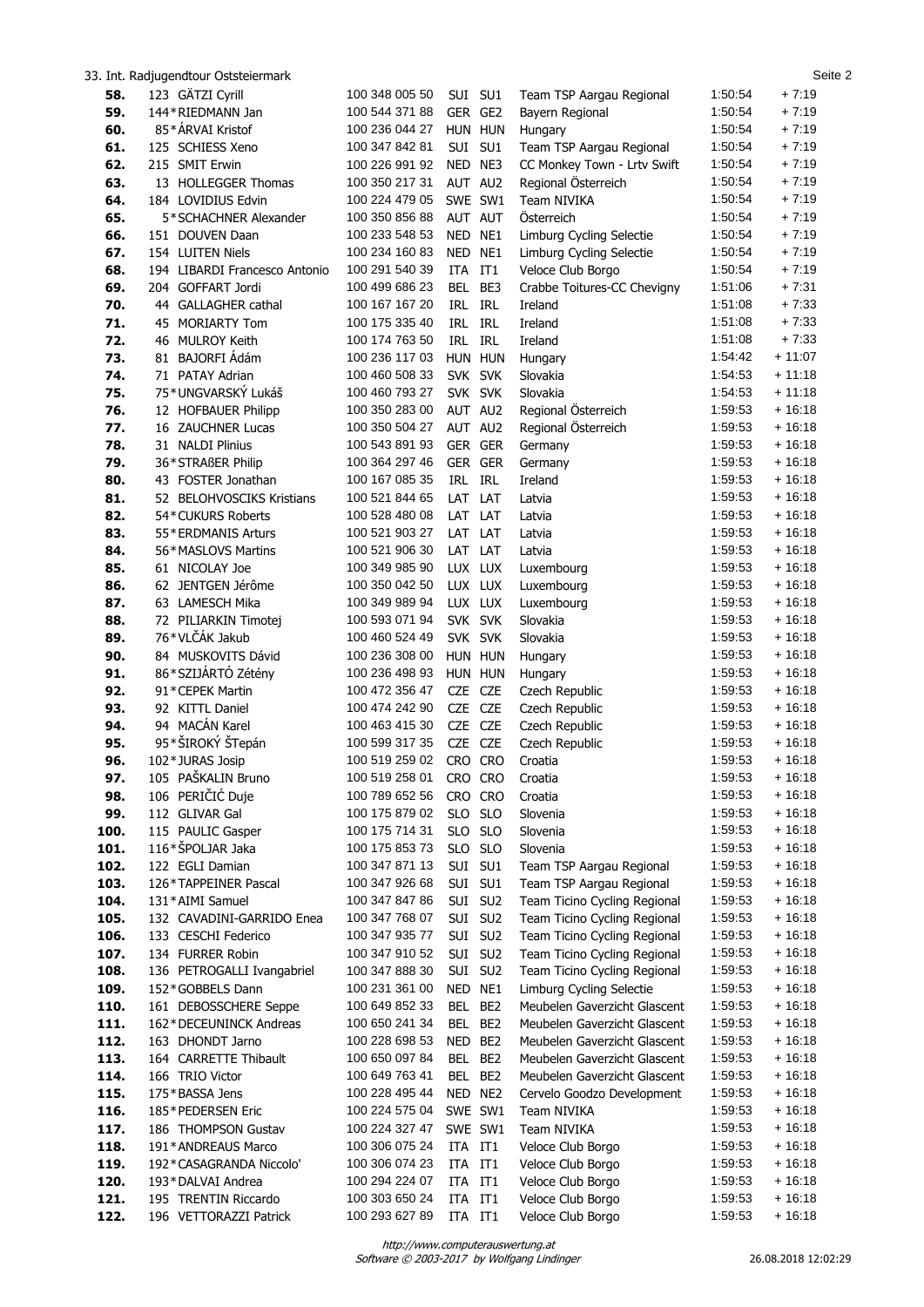33. Int. Radjugendtour Oststeiermark

| Rank | No. | Name | UCI ID | Nat | Team Code | Team | Time | Gap |
|---|---|---|---|---|---|---|---|---|
| 58. | 123 | GÄTZI Cyrill | 100 348 005 50 | SUI | SU1 | Team TSP Aargau Regional | 1:50:54 | + 7:19 |
| 59. | 144* | RIEDMANN Jan | 100 544 371 88 | GER | GE2 | Bayern Regional | 1:50:54 | + 7:19 |
| 60. | 85* | ÁRVAI Kristof | 100 236 044 27 | HUN | HUN | Hungary | 1:50:54 | + 7:19 |
| 61. | 125 | SCHIESS Xeno | 100 347 842 81 | SUI | SU1 | Team TSP Aargau Regional | 1:50:54 | + 7:19 |
| 62. | 215 | SMIT Erwin | 100 226 991 92 | NED | NE3 | CC Monkey Town - Lrtv Swift | 1:50:54 | + 7:19 |
| 63. | 13 | HOLLEGGER Thomas | 100 350 217 31 | AUT | AU2 | Regional Österreich | 1:50:54 | + 7:19 |
| 64. | 184 | LOVIDIUS Edvin | 100 224 479 05 | SWE | SW1 | Team NIVIKA | 1:50:54 | + 7:19 |
| 65. | 5* | SCHACHNER Alexander | 100 350 856 88 | AUT | AUT | Österreich | 1:50:54 | + 7:19 |
| 66. | 151 | DOUVEN Daan | 100 233 548 53 | NED | NE1 | Limburg Cycling Selectie | 1:50:54 | + 7:19 |
| 67. | 154 | LUITEN Niels | 100 234 160 83 | NED | NE1 | Limburg Cycling Selectie | 1:50:54 | + 7:19 |
| 68. | 194 | LIBARDI Francesco Antonio | 100 291 540 39 | ITA | IT1 | Veloce Club Borgo | 1:50:54 | + 7:19 |
| 69. | 204 | GOFFART Jordi | 100 499 686 23 | BEL | BE3 | Crabbe Toitures-CC Chevigny | 1:51:06 | + 7:31 |
| 70. | 44 | GALLAGHER cathal | 100 167 167 20 | IRL | IRL | Ireland | 1:51:08 | + 7:33 |
| 71. | 45 | MORIARTY Tom | 100 175 335 40 | IRL | IRL | Ireland | 1:51:08 | + 7:33 |
| 72. | 46 | MULROY Keith | 100 174 763 50 | IRL | IRL | Ireland | 1:51:08 | + 7:33 |
| 73. | 81 | BAJORFI Ádám | 100 236 117 03 | HUN | HUN | Hungary | 1:54:42 | + 11:07 |
| 74. | 71 | PATAY Adrian | 100 460 508 33 | SVK | SVK | Slovakia | 1:54:53 | + 11:18 |
| 75. | 75* | UNGVARSKÝ Lukáš | 100 460 793 27 | SVK | SVK | Slovakia | 1:54:53 | + 11:18 |
| 76. | 12 | HOFBAUER Philipp | 100 350 283 00 | AUT | AU2 | Regional Österreich | 1:59:53 | + 16:18 |
| 77. | 16 | ZAUCHNER Lucas | 100 350 504 27 | AUT | AU2 | Regional Österreich | 1:59:53 | + 16:18 |
| 78. | 31 | NALDI Plinius | 100 543 891 93 | GER | GER | Germany | 1:59:53 | + 16:18 |
| 79. | 36* | STRAßER Philip | 100 364 297 46 | GER | GER | Germany | 1:59:53 | + 16:18 |
| 80. | 43 | FOSTER Jonathan | 100 167 085 35 | IRL | IRL | Ireland | 1:59:53 | + 16:18 |
| 81. | 52 | BELOHVOSCIKS Kristians | 100 521 844 65 | LAT | LAT | Latvia | 1:59:53 | + 16:18 |
| 82. | 54* | CUKURS Roberts | 100 528 480 08 | LAT | LAT | Latvia | 1:59:53 | + 16:18 |
| 83. | 55* | ERDMANIS Arturs | 100 521 903 27 | LAT | LAT | Latvia | 1:59:53 | + 16:18 |
| 84. | 56* | MASLOVS Martins | 100 521 906 30 | LAT | LAT | Latvia | 1:59:53 | + 16:18 |
| 85. | 61 | NICOLAY Joe | 100 349 985 90 | LUX | LUX | Luxembourg | 1:59:53 | + 16:18 |
| 86. | 62 | JENTGEN Jérôme | 100 350 042 50 | LUX | LUX | Luxembourg | 1:59:53 | + 16:18 |
| 87. | 63 | LAMESCH Mika | 100 349 989 94 | LUX | LUX | Luxembourg | 1:59:53 | + 16:18 |
| 88. | 72 | PILIARKIN Timotej | 100 593 071 94 | SVK | SVK | Slovakia | 1:59:53 | + 16:18 |
| 89. | 76* | VLČÁK Jakub | 100 460 524 49 | SVK | SVK | Slovakia | 1:59:53 | + 16:18 |
| 90. | 84 | MUSKOVITS Dávid | 100 236 308 00 | HUN | HUN | Hungary | 1:59:53 | + 16:18 |
| 91. | 86* | SZIJÁRTÓ Zétény | 100 236 498 93 | HUN | HUN | Hungary | 1:59:53 | + 16:18 |
| 92. | 91* | CEPEK Martin | 100 472 356 47 | CZE | CZE | Czech Republic | 1:59:53 | + 16:18 |
| 93. | 92 | KITTL Daniel | 100 474 242 90 | CZE | CZE | Czech Republic | 1:59:53 | + 16:18 |
| 94. | 94 | MACÁN Karel | 100 463 415 30 | CZE | CZE | Czech Republic | 1:59:53 | + 16:18 |
| 95. | 95* | ŠIROKÝ ŠTepán | 100 599 317 35 | CZE | CZE | Czech Republic | 1:59:53 | + 16:18 |
| 96. | 102* | JURAS Josip | 100 519 259 02 | CRO | CRO | Croatia | 1:59:53 | + 16:18 |
| 97. | 105 | PAŠKALIN Bruno | 100 519 258 01 | CRO | CRO | Croatia | 1:59:53 | + 16:18 |
| 98. | 106 | PERIČIĆ Duje | 100 789 652 56 | CRO | CRO | Croatia | 1:59:53 | + 16:18 |
| 99. | 112 | GLIVAR Gal | 100 175 879 02 | SLO | SLO | Slovenia | 1:59:53 | + 16:18 |
| 100. | 115 | PAULIC Gasper | 100 175 714 31 | SLO | SLO | Slovenia | 1:59:53 | + 16:18 |
| 101. | 116* | ŠPOLJAR Jaka | 100 175 853 73 | SLO | SLO | Slovenia | 1:59:53 | + 16:18 |
| 102. | 122 | EGLI Damian | 100 347 871 13 | SUI | SU1 | Team TSP Aargau Regional | 1:59:53 | + 16:18 |
| 103. | 126* | TAPPEINER Pascal | 100 347 926 68 | SUI | SU1 | Team TSP Aargau Regional | 1:59:53 | + 16:18 |
| 104. | 131* | AIMI Samuel | 100 347 847 86 | SUI | SU2 | Team Ticino Cycling Regional | 1:59:53 | + 16:18 |
| 105. | 132 | CAVADINI-GARRIDO Enea | 100 347 768 07 | SUI | SU2 | Team Ticino Cycling Regional | 1:59:53 | + 16:18 |
| 106. | 133 | CESCHI Federico | 100 347 935 77 | SUI | SU2 | Team Ticino Cycling Regional | 1:59:53 | + 16:18 |
| 107. | 134 | FURRER Robin | 100 347 910 52 | SUI | SU2 | Team Ticino Cycling Regional | 1:59:53 | + 16:18 |
| 108. | 136 | PETROGALLI Ivangabriel | 100 347 888 30 | SUI | SU2 | Team Ticino Cycling Regional | 1:59:53 | + 16:18 |
| 109. | 152* | GOBBELS Dann | 100 231 361 00 | NED | NE1 | Limburg Cycling Selectie | 1:59:53 | + 16:18 |
| 110. | 161 | DEBOSSCHERE Seppe | 100 649 852 33 | BEL | BE2 | Meubelen Gaverzicht Glascent | 1:59:53 | + 16:18 |
| 111. | 162* | DECEUNINCK Andreas | 100 650 241 34 | BEL | BE2 | Meubelen Gaverzicht Glascent | 1:59:53 | + 16:18 |
| 112. | 163 | DHONDT Jarno | 100 228 698 53 | NED | BE2 | Meubelen Gaverzicht Glascent | 1:59:53 | + 16:18 |
| 113. | 164 | CARRETTE Thibault | 100 650 097 84 | BEL | BE2 | Meubelen Gaverzicht Glascent | 1:59:53 | + 16:18 |
| 114. | 166 | TRIO Victor | 100 649 763 41 | BEL | BE2 | Meubelen Gaverzicht Glascent | 1:59:53 | + 16:18 |
| 115. | 175* | BASSA Jens | 100 228 495 44 | NED | NE2 | Cervelo Goodzo Development | 1:59:53 | + 16:18 |
| 116. | 185* | PEDERSEN Eric | 100 224 575 04 | SWE | SW1 | Team NIVIKA | 1:59:53 | + 16:18 |
| 117. | 186 | THOMPSON Gustav | 100 224 327 47 | SWE | SW1 | Team NIVIKA | 1:59:53 | + 16:18 |
| 118. | 191* | ANDREAUS Marco | 100 306 075 24 | ITA | IT1 | Veloce Club Borgo | 1:59:53 | + 16:18 |
| 119. | 192* | CASAGRANDA Niccolo' | 100 306 074 23 | ITA | IT1 | Veloce Club Borgo | 1:59:53 | + 16:18 |
| 120. | 193* | DALVAI Andrea | 100 294 224 07 | ITA | IT1 | Veloce Club Borgo | 1:59:53 | + 16:18 |
| 121. | 195 | TRENTIN Riccardo | 100 303 650 24 | ITA | IT1 | Veloce Club Borgo | 1:59:53 | + 16:18 |
| 122. | 196 | VETTORAZZI Patrick | 100 293 627 89 | ITA | IT1 | Veloce Club Borgo | 1:59:53 | + 16:18 |

*http://www.computerauswertung.at*
*Software © 2003-2017 by Wolfgang Lindinger* 26.08.2018 12:02:29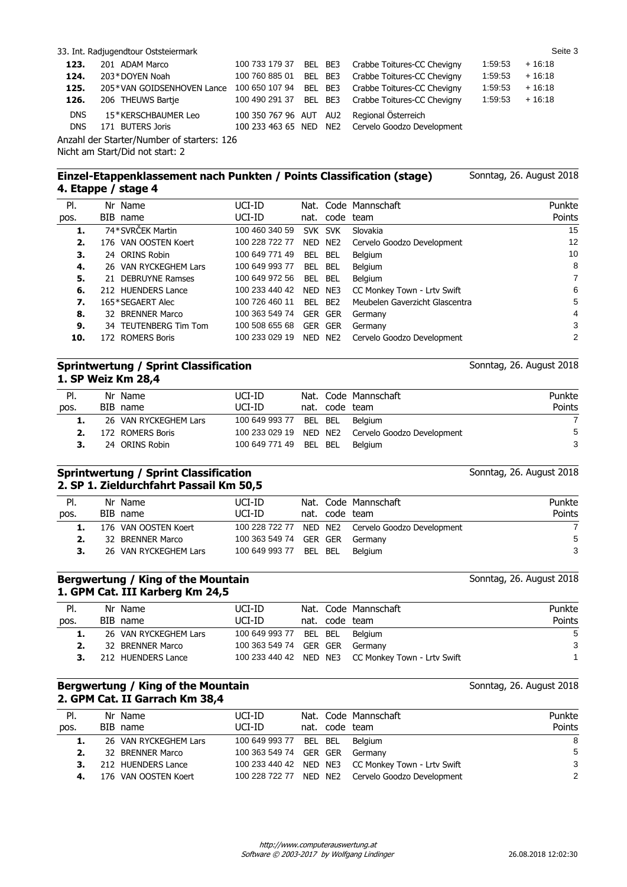| | | | | | | | |
|---|---|---|---|---|---|---|---|
| **123.** | 201 ADAM Marco | 100 733 179 37 | BEL BE3 | Crabbe Toitures-CC Chevigny | 1:59:53 | + 16:18 |
| **124.** | 203*DOYEN Noah | 100 760 885 01 | BEL BE3 | Crabbe Toitures-CC Chevigny | 1:59:53 | + 16:18 |
| **125.** | 205*VAN GOIDSENHOVEN Lance | 100 650 107 94 | BEL BE3 | Crabbe Toitures-CC Chevigny | 1:59:53 | + 16:18 |
| **126.** | 206 THEUWS Bartje | 100 490 291 37 | BEL BE3 | Crabbe Toitures-CC Chevigny | 1:59:53 | + 16:18 |
| DNS | 15*KERSCHBAUMER Leo | 100 350 767 96 | AUT AU2 | Regional Österreich | | |
| DNS | 171 BUTERS Joris | 100 233 463 65 | NED NE2 | Cervelo Goodzo Development | | |

Anzahl der Starter/Number of starters: 126
Nicht am Start/Did not start: 2

## Einzel-Etappenklassement nach Punkten / Points Classification (stage)
## 4. Etappe / stage 4

Sonntag, 26. August 2018

| Pl. pos. | Nr BIB | Name name | UCI-ID | Nat. nat. | Code code | Mannschaft team | Punkte Points |
|---|---|---|---|---|---|---|---|
| **1.** | 74* | SVRČEK Martin | 100 460 340 59 | SVK | SVK | Slovakia | 15 |
| **2.** | 176 | VAN OOSTEN Koert | 100 228 722 77 | NED | NE2 | Cervelo Goodzo Development | 12 |
| **3.** | 24 | ORINS Robin | 100 649 771 49 | BEL | BEL | Belgium | 10 |
| **4.** | 26 | VAN RYCKEGHEM Lars | 100 649 993 77 | BEL | BEL | Belgium | 8 |
| **5.** | 21 | DEBRUYNE Ramses | 100 649 972 56 | BEL | BEL | Belgium | 7 |
| **6.** | 212 | HUENDERS Lance | 100 233 440 42 | NED | NE3 | CC Monkey Town - Lrtv Swift | 6 |
| **7.** | 165* | SEGAERT Alec | 100 726 460 11 | BEL | BE2 | Meubelen Gaverzicht Glascentra | 5 |
| **8.** | 32 | BRENNER Marco | 100 363 549 74 | GER | GER | Germany | 4 |
| **9.** | 34 | TEUTENBERG Tim Tom | 100 508 655 68 | GER | GER | Germany | 3 |
| **10.** | 172 | ROMERS Boris | 100 233 029 19 | NED | NE2 | Cervelo Goodzo Development | 2 |

## Sprintwertung / Sprint Classification
## 1. SP Weiz Km 28,4

Sonntag, 26. August 2018

| Pl. pos. | Nr BIB | Name name | UCI-ID | Nat. nat. | Code code | Mannschaft team | Punkte Points |
|---|---|---|---|---|---|---|---|
| **1.** | 26 | VAN RYCKEGHEM Lars | 100 649 993 77 | BEL | BEL | Belgium | 7 |
| **2.** | 172 | ROMERS Boris | 100 233 029 19 | NED | NE2 | Cervelo Goodzo Development | 5 |
| **3.** | 24 | ORINS Robin | 100 649 771 49 | BEL | BEL | Belgium | 3 |

## Sprintwertung / Sprint Classification
## 2. SP 1. Zieldurchfahrt Passail Km 50,5

Sonntag, 26. August 2018

| Pl. pos. | Nr BIB | Name name | UCI-ID | Nat. nat. | Code code | Mannschaft team | Punkte Points |
|---|---|---|---|---|---|---|---|
| **1.** | 176 | VAN OOSTEN Koert | 100 228 722 77 | NED | NE2 | Cervelo Goodzo Development | 7 |
| **2.** | 32 | BRENNER Marco | 100 363 549 74 | GER | GER | Germany | 5 |
| **3.** | 26 | VAN RYCKEGHEM Lars | 100 649 993 77 | BEL | BEL | Belgium | 3 |

## Bergwertung / King of the Mountain
## 1. GPM Cat. III Karberg Km 24,5

Sonntag, 26. August 2018

| Pl. pos. | Nr BIB | Name name | UCI-ID | Nat. nat. | Code code | Mannschaft team | Punkte Points |
|---|---|---|---|---|---|---|---|
| **1.** | 26 | VAN RYCKEGHEM Lars | 100 649 993 77 | BEL | BEL | Belgium | 5 |
| **2.** | 32 | BRENNER Marco | 100 363 549 74 | GER | GER | Germany | 3 |
| **3.** | 212 | HUENDERS Lance | 100 233 440 42 | NED | NE3 | CC Monkey Town - Lrtv Swift | 1 |

## Bergwertung / King of the Mountain
## 2. GPM Cat. II Garrach Km 38,4

Sonntag, 26. August 2018

| Pl. pos. | Nr BIB | Name name | UCI-ID | Nat. nat. | Code code | Mannschaft team | Punkte Points |
|---|---|---|---|---|---|---|---|
| **1.** | 26 | VAN RYCKEGHEM Lars | 100 649 993 77 | BEL | BEL | Belgium | 8 |
| **2.** | 32 | BRENNER Marco | 100 363 549 74 | GER | GER | Germany | 5 |
| **3.** | 212 | HUENDERS Lance | 100 233 440 42 | NED | NE3 | CC Monkey Town - Lrtv Swift | 3 |
| **4.** | 176 | VAN OOSTEN Koert | 100 228 722 77 | NED | NE2 | Cervelo Goodzo Development | 2 |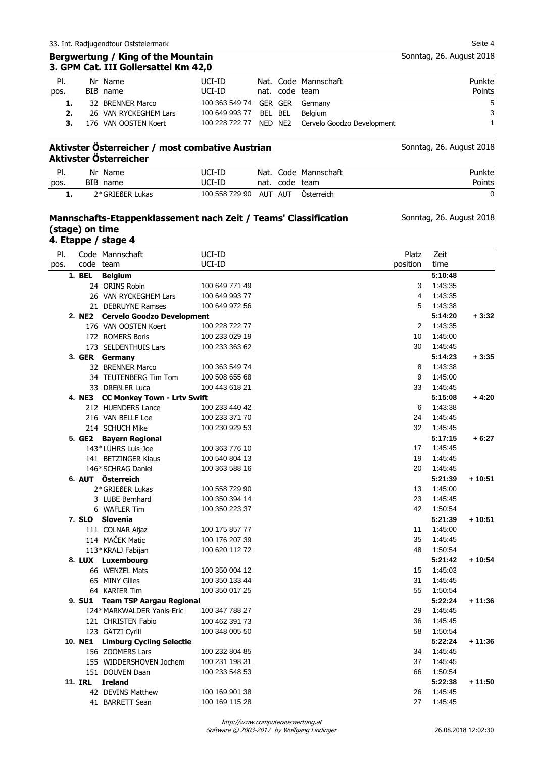## Bergwertung / King of the Mountain

Sonntag, 26. August 2018

### 3. GPM Cat. III Gollersattel Km 42,0

| Pl. pos. | Nr BIB | Name name | UCI-ID UCI-ID | Nat. nat. | Code code | Mannschaft team | Punkte Points |
|---|---|---|---|---|---|---|---|
| 1. | 32 | BRENNER Marco | 100 363 549 74 | GER | GER | Germany | 5 |
| 2. | 26 | VAN RYCKEGHEM Lars | 100 649 993 77 | BEL | BEL | Belgium | 3 |
| 3. | 176 | VAN OOSTEN Koert | 100 228 722 77 | NED | NE2 | Cervelo Goodzo Development | 1 |

## Aktivster Österreicher / most combative Austrian

Sonntag, 26. August 2018

### Aktivster Österreicher

| Pl. pos. | Nr BIB | Name name | UCI-ID UCI-ID | Nat. nat. | Code code | Mannschaft team | Punkte Points |
|---|---|---|---|---|---|---|---|
| 1. | 2* | GRIEßER Lukas | 100 558 729 90 | AUT | AUT | Österreich | 0 |

## Mannschafts-Etappenklassement nach Zeit / Teams' Classification (stage) on time

Sonntag, 26. August 2018

### 4. Etappe / stage 4

| Pl. pos. | Code code | Mannschaft team | UCI-ID UCI-ID | Platz position | Zeit time | |
|---|---|---|---|---|---|---|
| 1. | BEL | **Belgium** | | | **5:10:48** | |
| | | 24 ORINS Robin | 100 649 771 49 | 3 | 1:43:35 | |
| | | 26 VAN RYCKEGHEM Lars | 100 649 993 77 | 4 | 1:43:35 | |
| | | 21 DEBRUYNE Ramses | 100 649 972 56 | 5 | 1:43:38 | |
| 2. | NE2 | **Cervelo Goodzo Development** | | | **5:14:20** | **+ 3:32** |
| | | 176 VAN OOSTEN Koert | 100 228 722 77 | 2 | 1:43:35 | |
| | | 172 ROMERS Boris | 100 233 029 19 | 10 | 1:45:00 | |
| | | 173 SELDENTHUIS Lars | 100 233 363 62 | 30 | 1:45:45 | |
| 3. | GER | **Germany** | | | **5:14:23** | **+ 3:35** |
| | | 32 BRENNER Marco | 100 363 549 74 | 8 | 1:43:38 | |
| | | 34 TEUTENBERG Tim Tom | 100 508 655 68 | 9 | 1:45:00 | |
| | | 33 DREßLER Luca | 100 443 618 21 | 33 | 1:45:45 | |
| 4. | NE3 | **CC Monkey Town - Lrtv Swift** | | | **5:15:08** | **+ 4:20** |
| | | 212 HUENDERS Lance | 100 233 440 42 | 6 | 1:43:38 | |
| | | 216 VAN BELLE Loe | 100 233 371 70 | 24 | 1:45:45 | |
| | | 214 SCHUCH Mike | 100 230 929 53 | 32 | 1:45:45 | |
| 5. | GE2 | **Bayern Regional** | | | **5:17:15** | **+ 6:27** |
| | | 143* LÜHRS Luis-Joe | 100 363 776 10 | 17 | 1:45:45 | |
| | | 141 BETZINGER Klaus | 100 540 804 13 | 19 | 1:45:45 | |
| | | 146* SCHRAG Daniel | 100 363 588 16 | 20 | 1:45:45 | |
| 6. | AUT | **Österreich** | | | **5:21:39** | **+ 10:51** |
| | | 2* GRIEßER Lukas | 100 558 729 90 | 13 | 1:45:00 | |
| | | 3 LUBE Bernhard | 100 350 394 14 | 23 | 1:45:45 | |
| | | 6 WAFLER Tim | 100 350 223 37 | 42 | 1:50:54 | |
| 7. | SLO | **Slovenia** | | | **5:21:39** | **+ 10:51** |
| | | 111 COLNAR Aljaz | 100 175 857 77 | 11 | 1:45:00 | |
| | | 114 MAČEK Matic | 100 176 207 39 | 35 | 1:45:45 | |
| | | 113* KRALJ Fabijan | 100 620 112 72 | 48 | 1:50:54 | |
| 8. | LUX | **Luxembourg** | | | **5:21:42** | **+ 10:54** |
| | | 66 WENZEL Mats | 100 350 004 12 | 15 | 1:45:03 | |
| | | 65 MINY Gilles | 100 350 133 44 | 31 | 1:45:45 | |
| | | 64 KARIER Tim | 100 350 017 25 | 55 | 1:50:54 | |
| 9. | SU1 | **Team TSP Aargau Regional** | | | **5:22:24** | **+ 11:36** |
| | | 124* MARKWALDER Yanis-Eric | 100 347 788 27 | 29 | 1:45:45 | |
| | | 121 CHRISTEN Fabio | 100 462 391 73 | 36 | 1:45:45 | |
| | | 123 GÄTZI Cyrill | 100 348 005 50 | 58 | 1:50:54 | |
| 10. | NE1 | **Limburg Cycling Selectie** | | | **5:22:24** | **+ 11:36** |
| | | 156 ZOOMERS Lars | 100 232 804 85 | 34 | 1:45:45 | |
| | | 155 WIDDERSHOVEN Jochem | 100 231 198 31 | 37 | 1:45:45 | |
| | | 151 DOUVEN Daan | 100 233 548 53 | 66 | 1:50:54 | |
| 11. | IRL | **Ireland** | | | **5:22:38** | **+ 11:50** |
| | | 42 DEVINS Matthew | 100 169 901 38 | 26 | 1:45:45 | |
| | | 41 BARRETT Sean | 100 169 115 28 | 27 | 1:45:45 | |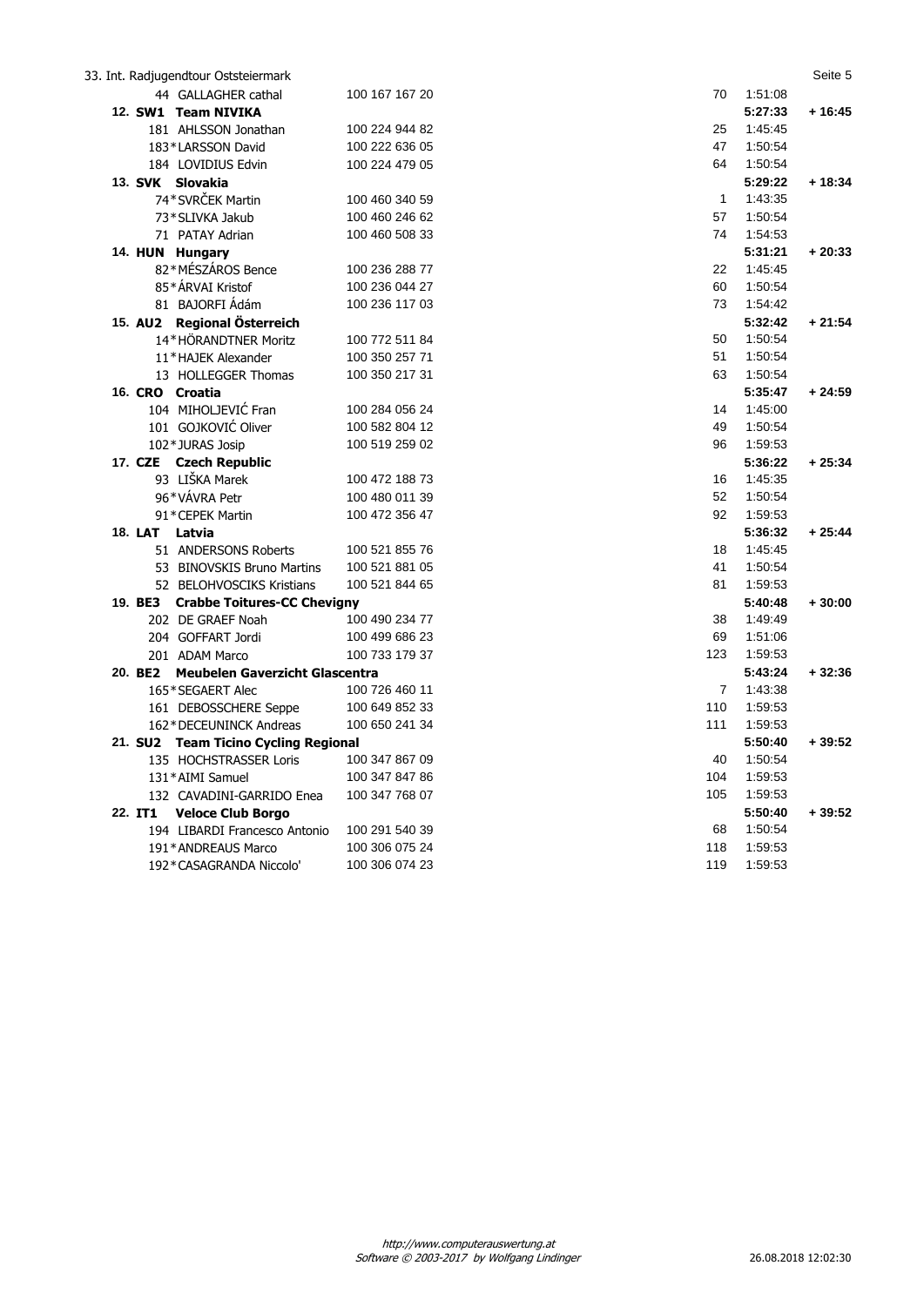| | | | | | |
|---|---|---|---|---|---|
| 44 GALLAGHER cathal | 100 167 167 20 | | 70 | 1:51:08 | |
| **12. SW1** | **Team NIVIKA** | | | **5:27:33** | **+ 16:45** |
| 181 AHLSSON Jonathan | 100 224 944 82 | | 25 | 1:45:45 | |
| 183*LARSSON David | 100 222 636 05 | | 47 | 1:50:54 | |
| 184 LOVIDIUS Edvin | 100 224 479 05 | | 64 | 1:50:54 | |
| **13. SVK** | **Slovakia** | | | **5:29:22** | **+ 18:34** |
| 74*SVRČEK Martin | 100 460 340 59 | | 1 | 1:43:35 | |
| 73*SLIVKA Jakub | 100 460 246 62 | | 57 | 1:50:54 | |
| 71 PATAY Adrian | 100 460 508 33 | | 74 | 1:54:53 | |
| **14. HUN** | **Hungary** | | | **5:31:21** | **+ 20:33** |
| 82*MÉSZÁROS Bence | 100 236 288 77 | | 22 | 1:45:45 | |
| 85*ÁRVAI Kristof | 100 236 044 27 | | 60 | 1:50:54 | |
| 81 BAJORFI Ádám | 100 236 117 03 | | 73 | 1:54:42 | |
| **15. AU2** | **Regional Österreich** | | | **5:32:42** | **+ 21:54** |
| 14*HÖRANDTNER Moritz | 100 772 511 84 | | 50 | 1:50:54 | |
| 11*HAJEK Alexander | 100 350 257 71 | | 51 | 1:50:54 | |
| 13 HOLLEGGER Thomas | 100 350 217 31 | | 63 | 1:50:54 | |
| **16. CRO** | **Croatia** | | | **5:35:47** | **+ 24:59** |
| 104 MIHOLJEVIĆ Fran | 100 284 056 24 | | 14 | 1:45:00 | |
| 101 GOJKOVIĆ Oliver | 100 582 804 12 | | 49 | 1:50:54 | |
| 102*JURAS Josip | 100 519 259 02 | | 96 | 1:59:53 | |
| **17. CZE** | **Czech Republic** | | | **5:36:22** | **+ 25:34** |
| 93 LIŠKA Marek | 100 472 188 73 | | 16 | 1:45:35 | |
| 96*VÁVRA Petr | 100 480 011 39 | | 52 | 1:50:54 | |
| 91*CEPEK Martin | 100 472 356 47 | | 92 | 1:59:53 | |
| **18. LAT** | **Latvia** | | | **5:36:32** | **+ 25:44** |
| 51 ANDERSONS Roberts | 100 521 855 76 | | 18 | 1:45:45 | |
| 53 BINOVSKIS Bruno Martins | 100 521 881 05 | | 41 | 1:50:54 | |
| 52 BELOHVOSCIKS Kristians | 100 521 844 65 | | 81 | 1:59:53 | |
| **19. BE3** | **Crabbe Toitures-CC Chevigny** | | | **5:40:48** | **+ 30:00** |
| 202 DE GRAEF Noah | 100 490 234 77 | | 38 | 1:49:49 | |
| 204 GOFFART Jordi | 100 499 686 23 | | 69 | 1:51:06 | |
| 201 ADAM Marco | 100 733 179 37 | | 123 | 1:59:53 | |
| **20. BE2** | **Meubelen Gaverzicht Glascentra** | | | **5:43:24** | **+ 32:36** |
| 165*SEGAERT Alec | 100 726 460 11 | | 7 | 1:43:38 | |
| 161 DEBOSSCHERE Seppe | 100 649 852 33 | | 110 | 1:59:53 | |
| 162*DECEUNINCK Andreas | 100 650 241 34 | | 111 | 1:59:53 | |
| **21. SU2** | **Team Ticino Cycling Regional** | | | **5:50:40** | **+ 39:52** |
| 135 HOCHSTRASSER Loris | 100 347 867 09 | | 40 | 1:50:54 | |
| 131*AIMI Samuel | 100 347 847 86 | | 104 | 1:59:53 | |
| 132 CAVADINI-GARRIDO Enea | 100 347 768 07 | | 105 | 1:59:53 | |
| **22. IT1** | **Veloce Club Borgo** | | | **5:50:40** | **+ 39:52** |
| 194 LIBARDI Francesco Antonio | 100 291 540 39 | | 68 | 1:50:54 | |
| 191*ANDREAUS Marco | 100 306 075 24 | | 118 | 1:59:53 | |
| 192*CASAGRANDA Niccolo' | 100 306 074 23 | | 119 | 1:59:53 | |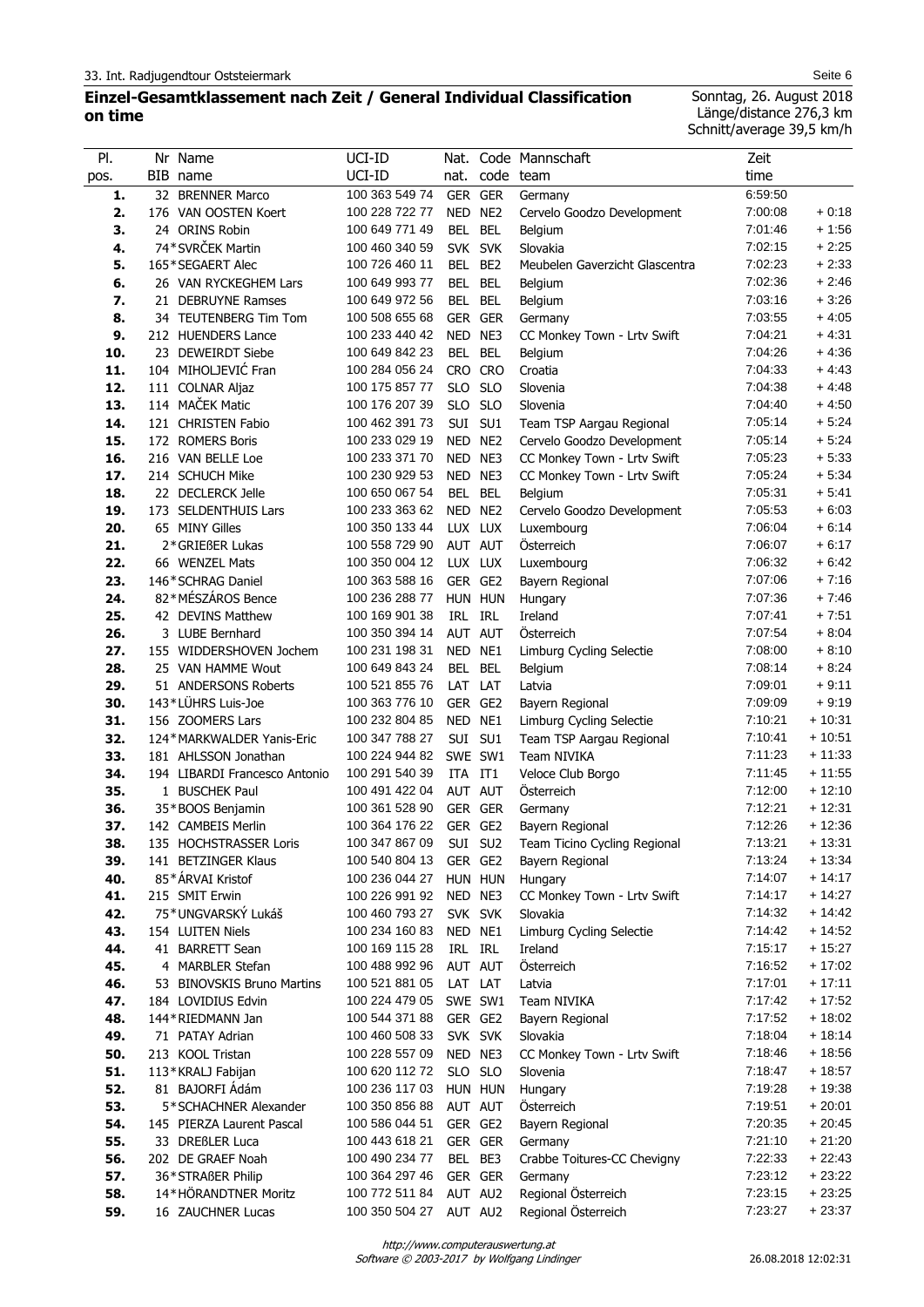## Einzel-Gesamtklassement nach Zeit / General Individual Classification on time

Sonntag, 26. August 2018
Länge/distance 276,3 km
Schnitt/average 39,5 km/h

| Pl. pos. | Nr BIB | Name name | UCI-ID | Nat. nat. | Code code | Mannschaft team | Zeit time | |
|---|---|---|---|---|---|---|---|---|
| 1. | 32 | BRENNER Marco | 100 363 549 74 | GER | GER | Germany | 6:59:50 | |
| 2. | 176 | VAN OOSTEN Koert | 100 228 722 77 | NED | NE2 | Cervelo Goodzo Development | 7:00:08 | + 0:18 |
| 3. | 24 | ORINS Robin | 100 649 771 49 | BEL | BEL | Belgium | 7:01:46 | + 1:56 |
| 4. | 74* | SVRČEK Martin | 100 460 340 59 | SVK | SVK | Slovakia | 7:02:15 | + 2:25 |
| 5. | 165* | SEGAERT Alec | 100 726 460 11 | BEL | BE2 | Meubelen Gaverzicht Glascentra | 7:02:23 | + 2:33 |
| 6. | 26 | VAN RYCKEGHEM Lars | 100 649 993 77 | BEL | BEL | Belgium | 7:02:36 | + 2:46 |
| 7. | 21 | DEBRUYNE Ramses | 100 649 972 56 | BEL | BEL | Belgium | 7:03:16 | + 3:26 |
| 8. | 34 | TEUTENBERG Tim Tom | 100 508 655 68 | GER | GER | Germany | 7:03:55 | + 4:05 |
| 9. | 212 | HUENDERS Lance | 100 233 440 42 | NED | NE3 | CC Monkey Town - Lrtv Swift | 7:04:21 | + 4:31 |
| 10. | 23 | DEWEIRDT Siebe | 100 649 842 23 | BEL | BEL | Belgium | 7:04:26 | + 4:36 |
| 11. | 104 | MIHOLJEVIĆ Fran | 100 284 056 24 | CRO | CRO | Croatia | 7:04:33 | + 4:43 |
| 12. | 111 | COLNAR Aljaz | 100 175 857 77 | SLO | SLO | Slovenia | 7:04:38 | + 4:48 |
| 13. | 114 | MAČEK Matic | 100 176 207 39 | SLO | SLO | Slovenia | 7:04:40 | + 4:50 |
| 14. | 121 | CHRISTEN Fabio | 100 462 391 73 | SUI | SU1 | Team TSP Aargau Regional | 7:05:14 | + 5:24 |
| 15. | 172 | ROMERS Boris | 100 233 029 19 | NED | NE2 | Cervelo Goodzo Development | 7:05:14 | + 5:24 |
| 16. | 216 | VAN BELLE Loe | 100 233 371 70 | NED | NE3 | CC Monkey Town - Lrtv Swift | 7:05:23 | + 5:33 |
| 17. | 214 | SCHUCH Mike | 100 230 929 53 | NED | NE3 | CC Monkey Town - Lrtv Swift | 7:05:24 | + 5:34 |
| 18. | 22 | DECLERCK Jelle | 100 650 067 54 | BEL | BEL | Belgium | 7:05:31 | + 5:41 |
| 19. | 173 | SELDENTHUIS Lars | 100 233 363 62 | NED | NE2 | Cervelo Goodzo Development | 7:05:53 | + 6:03 |
| 20. | 65 | MINY Gilles | 100 350 133 44 | LUX | LUX | Luxembourg | 7:06:04 | + 6:14 |
| 21. | 2* | GRIEßER Lukas | 100 558 729 90 | AUT | AUT | Österreich | 7:06:07 | + 6:17 |
| 22. | 66 | WENZEL Mats | 100 350 004 12 | LUX | LUX | Luxembourg | 7:06:32 | + 6:42 |
| 23. | 146* | SCHRAG Daniel | 100 363 588 16 | GER | GE2 | Bayern Regional | 7:07:06 | + 7:16 |
| 24. | 82* | MÉSZÁROS Bence | 100 236 288 77 | HUN | HUN | Hungary | 7:07:36 | + 7:46 |
| 25. | 42 | DEVINS Matthew | 100 169 901 38 | IRL | IRL | Ireland | 7:07:41 | + 7:51 |
| 26. | 3 | LUBE Bernhard | 100 350 394 14 | AUT | AUT | Österreich | 7:07:54 | + 8:04 |
| 27. | 155 | WIDDERSHOVEN Jochem | 100 231 198 31 | NED | NE1 | Limburg Cycling Selectie | 7:08:00 | + 8:10 |
| 28. | 25 | VAN HAMME Wout | 100 649 843 24 | BEL | BEL | Belgium | 7:08:14 | + 8:24 |
| 29. | 51 | ANDERSONS Roberts | 100 521 855 76 | LAT | LAT | Latvia | 7:09:01 | + 9:11 |
| 30. | 143* | LÜHRS Luis-Joe | 100 363 776 10 | GER | GE2 | Bayern Regional | 7:09:09 | + 9:19 |
| 31. | 156 | ZOOMERS Lars | 100 232 804 85 | NED | NE1 | Limburg Cycling Selectie | 7:10:21 | + 10:31 |
| 32. | 124* | MARKWALDER Yanis-Eric | 100 347 788 27 | SUI | SU1 | Team TSP Aargau Regional | 7:10:41 | + 10:51 |
| 33. | 181 | AHLSSON Jonathan | 100 224 944 82 | SWE | SW1 | Team NIVIKA | 7:11:23 | + 11:33 |
| 34. | 194 | LIBARDI Francesco Antonio | 100 291 540 39 | ITA | IT1 | Veloce Club Borgo | 7:11:45 | + 11:55 |
| 35. | 1 | BUSCHEK Paul | 100 491 422 04 | AUT | AUT | Österreich | 7:12:00 | + 12:10 |
| 36. | 35* | BOOS Benjamin | 100 361 528 90 | GER | GER | Germany | 7:12:21 | + 12:31 |
| 37. | 142 | CAMBEIS Merlin | 100 364 176 22 | GER | GE2 | Bayern Regional | 7:12:26 | + 12:36 |
| 38. | 135 | HOCHSTRASSER Loris | 100 347 867 09 | SUI | SU2 | Team Ticino Cycling Regional | 7:13:21 | + 13:31 |
| 39. | 141 | BETZINGER Klaus | 100 540 804 13 | GER | GE2 | Bayern Regional | 7:13:24 | + 13:34 |
| 40. | 85* | ÁRVAI Kristof | 100 236 044 27 | HUN | HUN | Hungary | 7:14:07 | + 14:17 |
| 41. | 215 | SMIT Erwin | 100 226 991 92 | NED | NE3 | CC Monkey Town - Lrtv Swift | 7:14:17 | + 14:27 |
| 42. | 75* | UNGVARSKÝ Lukáš | 100 460 793 27 | SVK | SVK | Slovakia | 7:14:32 | + 14:42 |
| 43. | 154 | LUITEN Niels | 100 234 160 83 | NED | NE1 | Limburg Cycling Selectie | 7:14:42 | + 14:52 |
| 44. | 41 | BARRETT Sean | 100 169 115 28 | IRL | IRL | Ireland | 7:15:17 | + 15:27 |
| 45. | 4 | MARBLER Stefan | 100 488 992 96 | AUT | AUT | Österreich | 7:16:52 | + 17:02 |
| 46. | 53 | BINOVSKIS Bruno Martins | 100 521 881 05 | LAT | LAT | Latvia | 7:17:01 | + 17:11 |
| 47. | 184 | LOVIDIUS Edvin | 100 224 479 05 | SWE | SW1 | Team NIVIKA | 7:17:42 | + 17:52 |
| 48. | 144* | RIEDMANN Jan | 100 544 371 88 | GER | GE2 | Bayern Regional | 7:17:52 | + 18:02 |
| 49. | 71 | PATAY Adrian | 100 460 508 33 | SVK | SVK | Slovakia | 7:18:04 | + 18:14 |
| 50. | 213 | KOOL Tristan | 100 228 557 09 | NED | NE3 | CC Monkey Town - Lrtv Swift | 7:18:46 | + 18:56 |
| 51. | 113* | KRALJ Fabijan | 100 620 112 72 | SLO | SLO | Slovenia | 7:18:47 | + 18:57 |
| 52. | 81 | BAJORFI Ádám | 100 236 117 03 | HUN | HUN | Hungary | 7:19:28 | + 19:38 |
| 53. | 5* | SCHACHNER Alexander | 100 350 856 88 | AUT | AUT | Österreich | 7:19:51 | + 20:01 |
| 54. | 145 | PIERZA Laurent Pascal | 100 586 044 51 | GER | GE2 | Bayern Regional | 7:20:35 | + 20:45 |
| 55. | 33 | DREßLER Luca | 100 443 618 21 | GER | GER | Germany | 7:21:10 | + 21:20 |
| 56. | 202 | DE GRAEF Noah | 100 490 234 77 | BEL | BE3 | Crabbe Toitures-CC Chevigny | 7:22:33 | + 22:43 |
| 57. | 36* | STRAßER Philip | 100 364 297 46 | GER | GER | Germany | 7:23:12 | + 23:22 |
| 58. | 14* | HÖRANDTNER Moritz | 100 772 511 84 | AUT | AU2 | Regional Österreich | 7:23:15 | + 23:25 |
| 59. | 16 | ZAUCHNER Lucas | 100 350 504 27 | AUT | AU2 | Regional Österreich | 7:23:27 | + 23:37 |

http://www.computerauswertung.at
Software © 2003-2017 by Wolfgang Lindinger

26.08.2018 12:02:31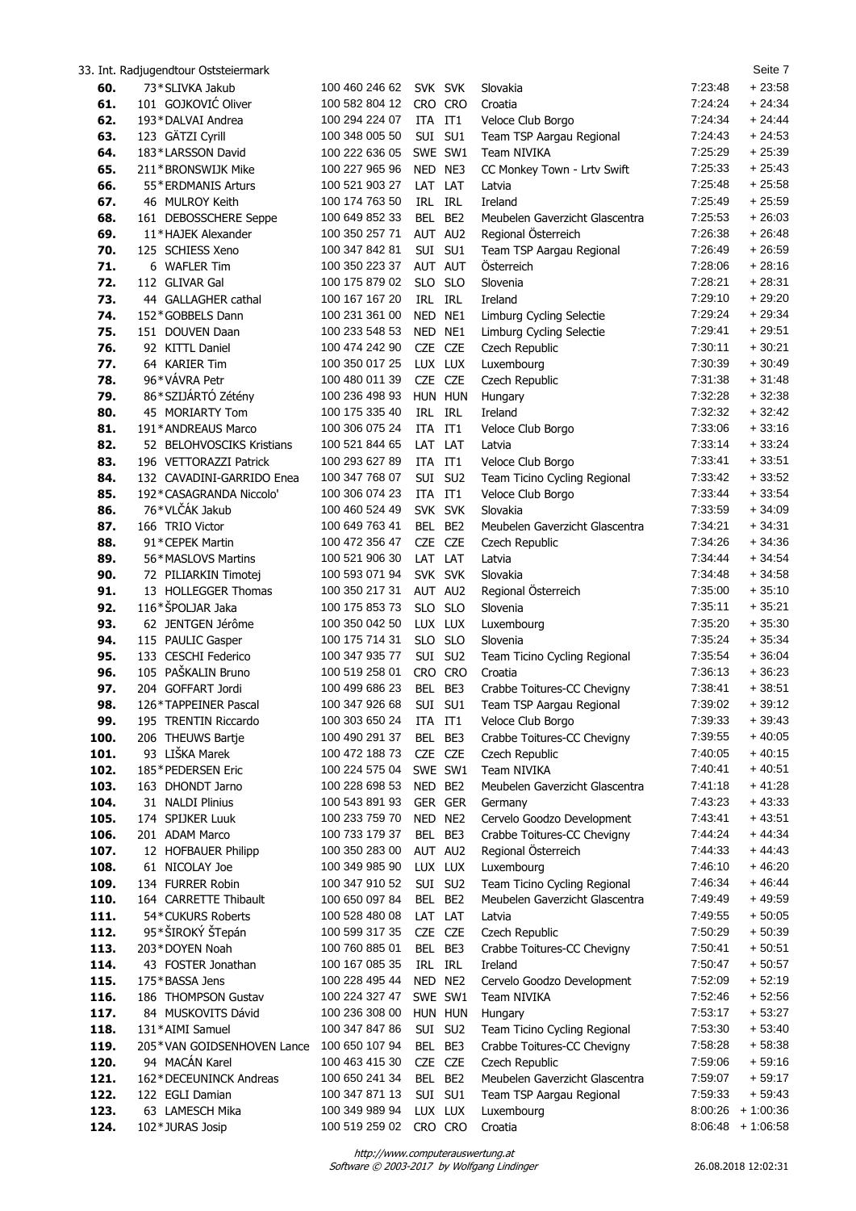33. Int. Radjugendtour Oststeiermark

| Pos. | Nr. | Name | UCI ID | Nat. | Team | Teamname | Zeit | Rückstand |
|---|---|---|---|---|---|---|---|---|
| 60. | 73* | SLIVKA Jakub | 100 460 246 62 | SVK | SVK | Slovakia | 7:23:48 | + 23:58 |
| 61. | 101 | GOJKOVIĆ Oliver | 100 582 804 12 | CRO | CRO | Croatia | 7:24:24 | + 24:34 |
| 62. | 193* | DALVAI Andrea | 100 294 224 07 | ITA | IT1 | Veloce Club Borgo | 7:24:34 | + 24:44 |
| 63. | 123 | GÄTZI Cyrill | 100 348 005 50 | SUI | SU1 | Team TSP Aargau Regional | 7:24:43 | + 24:53 |
| 64. | 183* | LARSSON David | 100 222 636 05 | SWE | SW1 | Team NIVIKA | 7:25:29 | + 25:39 |
| 65. | 211* | BRONSWIJK Mike | 100 227 965 96 | NED | NE3 | CC Monkey Town - Lrtv Swift | 7:25:33 | + 25:43 |
| 66. | 55* | ERDMANIS Arturs | 100 521 903 27 | LAT | LAT | Latvia | 7:25:48 | + 25:58 |
| 67. | 46 | MULROY Keith | 100 174 763 50 | IRL | IRL | Ireland | 7:25:49 | + 25:59 |
| 68. | 161 | DEBOSSCHERE Seppe | 100 649 852 33 | BEL | BE2 | Meubelen Gaverzicht Glascentra | 7:25:53 | + 26:03 |
| 69. | 11* | HAJEK Alexander | 100 350 257 71 | AUT | AU2 | Regional Österreich | 7:26:38 | + 26:48 |
| 70. | 125 | SCHIESS Xeno | 100 347 842 81 | SUI | SU1 | Team TSP Aargau Regional | 7:26:49 | + 26:59 |
| 71. | 6 | WAFLER Tim | 100 350 223 37 | AUT | AUT | Österreich | 7:28:06 | + 28:16 |
| 72. | 112 | GLIVAR Gal | 100 175 879 02 | SLO | SLO | Slovenia | 7:28:21 | + 28:31 |
| 73. | 44 | GALLAGHER cathal | 100 167 167 20 | IRL | IRL | Ireland | 7:29:10 | + 29:20 |
| 74. | 152* | GOBBELS Dann | 100 231 361 00 | NED | NE1 | Limburg Cycling Selectie | 7:29:24 | + 29:34 |
| 75. | 151 | DOUVEN Daan | 100 233 548 53 | NED | NE1 | Limburg Cycling Selectie | 7:29:41 | + 29:51 |
| 76. | 92 | KITTL Daniel | 100 474 242 90 | CZE | CZE | Czech Republic | 7:30:11 | + 30:21 |
| 77. | 64 | KARIER Tim | 100 350 017 25 | LUX | LUX | Luxembourg | 7:30:39 | + 30:49 |
| 78. | 96* | VÁVRA Petr | 100 480 011 39 | CZE | CZE | Czech Republic | 7:31:38 | + 31:48 |
| 79. | 86* | SZIJÁRTÓ Zétény | 100 236 498 93 | HUN | HUN | Hungary | 7:32:28 | + 32:38 |
| 80. | 45 | MORIARTY Tom | 100 175 335 40 | IRL | IRL | Ireland | 7:32:32 | + 32:42 |
| 81. | 191* | ANDREAUS Marco | 100 306 075 24 | ITA | IT1 | Veloce Club Borgo | 7:33:06 | + 33:16 |
| 82. | 52 | BELOHVOSCIKS Kristians | 100 521 844 65 | LAT | LAT | Latvia | 7:33:14 | + 33:24 |
| 83. | 196 | VETTORAZZI Patrick | 100 293 627 89 | ITA | IT1 | Veloce Club Borgo | 7:33:41 | + 33:51 |
| 84. | 132 | CAVADINI-GARRIDO Enea | 100 347 768 07 | SUI | SU2 | Team Ticino Cycling Regional | 7:33:42 | + 33:52 |
| 85. | 192* | CASAGRANDA Niccolo' | 100 306 074 23 | ITA | IT1 | Veloce Club Borgo | 7:33:44 | + 33:54 |
| 86. | 76* | VLČÁK Jakub | 100 460 524 49 | SVK | SVK | Slovakia | 7:33:59 | + 34:09 |
| 87. | 166 | TRIO Victor | 100 649 763 41 | BEL | BE2 | Meubelen Gaverzicht Glascentra | 7:34:21 | + 34:31 |
| 88. | 91* | CEPEK Martin | 100 472 356 47 | CZE | CZE | Czech Republic | 7:34:26 | + 34:36 |
| 89. | 56* | MASLOVS Martins | 100 521 906 30 | LAT | LAT | Latvia | 7:34:44 | + 34:54 |
| 90. | 72 | PILIARKIN Timotej | 100 593 071 94 | SVK | SVK | Slovakia | 7:34:48 | + 34:58 |
| 91. | 13 | HOLLEGGER Thomas | 100 350 217 31 | AUT | AU2 | Regional Österreich | 7:35:00 | + 35:10 |
| 92. | 116* | ŠPOLJAR Jaka | 100 175 853 73 | SLO | SLO | Slovenia | 7:35:11 | + 35:21 |
| 93. | 62 | JENTGEN Jérôme | 100 350 042 50 | LUX | LUX | Luxembourg | 7:35:20 | + 35:30 |
| 94. | 115 | PAULIC Gasper | 100 175 714 31 | SLO | SLO | Slovenia | 7:35:24 | + 35:34 |
| 95. | 133 | CESCHI Federico | 100 347 935 77 | SUI | SU2 | Team Ticino Cycling Regional | 7:35:54 | + 36:04 |
| 96. | 105 | PAŠKALIN Bruno | 100 519 258 01 | CRO | CRO | Croatia | 7:36:13 | + 36:23 |
| 97. | 204 | GOFFART Jordi | 100 499 686 23 | BEL | BE3 | Crabbe Toitures-CC Chevigny | 7:38:41 | + 38:51 |
| 98. | 126* | TAPPEINER Pascal | 100 347 926 68 | SUI | SU1 | Team TSP Aargau Regional | 7:39:02 | + 39:12 |
| 99. | 195 | TRENTIN Riccardo | 100 303 650 24 | ITA | IT1 | Veloce Club Borgo | 7:39:33 | + 39:43 |
| 100. | 206 | THEUWS Bartje | 100 490 291 37 | BEL | BE3 | Crabbe Toitures-CC Chevigny | 7:39:55 | + 40:05 |
| 101. | 93 | LIŠKA Marek | 100 472 188 73 | CZE | CZE | Czech Republic | 7:40:05 | + 40:15 |
| 102. | 185* | PEDERSEN Eric | 100 224 575 04 | SWE | SW1 | Team NIVIKA | 7:40:41 | + 40:51 |
| 103. | 163 | DHONDT Jarno | 100 228 698 53 | NED | BE2 | Meubelen Gaverzicht Glascentra | 7:41:18 | + 41:28 |
| 104. | 31 | NALDI Plinius | 100 543 891 93 | GER | GER | Germany | 7:43:23 | + 43:33 |
| 105. | 174 | SPIJKER Luuk | 100 233 759 70 | NED | NE2 | Cervelo Goodzo Development | 7:43:41 | + 43:51 |
| 106. | 201 | ADAM Marco | 100 733 179 37 | BEL | BE3 | Crabbe Toitures-CC Chevigny | 7:44:24 | + 44:34 |
| 107. | 12 | HOFBAUER Philipp | 100 350 283 00 | AUT | AU2 | Regional Österreich | 7:44:33 | + 44:43 |
| 108. | 61 | NICOLAY Joe | 100 349 985 90 | LUX | LUX | Luxembourg | 7:46:10 | + 46:20 |
| 109. | 134 | FURRER Robin | 100 347 910 52 | SUI | SU2 | Team Ticino Cycling Regional | 7:46:34 | + 46:44 |
| 110. | 164 | CARRETTE Thibault | 100 650 097 84 | BEL | BE2 | Meubelen Gaverzicht Glascentra | 7:49:49 | + 49:59 |
| 111. | 54* | CUKURS Roberts | 100 528 480 08 | LAT | LAT | Latvia | 7:49:55 | + 50:05 |
| 112. | 95* | ŠIROKÝ ŠTepán | 100 599 317 35 | CZE | CZE | Czech Republic | 7:50:29 | + 50:39 |
| 113. | 203* | DOYEN Noah | 100 760 885 01 | BEL | BE3 | Crabbe Toitures-CC Chevigny | 7:50:41 | + 50:51 |
| 114. | 43 | FOSTER Jonathan | 100 167 085 35 | IRL | IRL | Ireland | 7:50:47 | + 50:57 |
| 115. | 175* | BASSA Jens | 100 228 495 44 | NED | NE2 | Cervelo Goodzo Development | 7:52:09 | + 52:19 |
| 116. | 186 | THOMPSON Gustav | 100 224 327 47 | SWE | SW1 | Team NIVIKA | 7:52:46 | + 52:56 |
| 117. | 84 | MUSKOVITS Dávid | 100 236 308 00 | HUN | HUN | Hungary | 7:53:17 | + 53:27 |
| 118. | 131* | AIMI Samuel | 100 347 847 86 | SUI | SU2 | Team Ticino Cycling Regional | 7:53:30 | + 53:40 |
| 119. | 205* | VAN GOIDSENHOVEN Lance | 100 650 107 94 | BEL | BE3 | Crabbe Toitures-CC Chevigny | 7:58:28 | + 58:38 |
| 120. | 94 | MACÁN Karel | 100 463 415 30 | CZE | CZE | Czech Republic | 7:59:06 | + 59:16 |
| 121. | 162* | DECEUNINCK Andreas | 100 650 241 34 | BEL | BE2 | Meubelen Gaverzicht Glascentra | 7:59:07 | + 59:17 |
| 122. | 122 | EGLI Damian | 100 347 871 13 | SUI | SU1 | Team TSP Aargau Regional | 7:59:33 | + 59:43 |
| 123. | 63 | LAMESCH Mika | 100 349 989 94 | LUX | LUX | Luxembourg | 8:00:26 | + 1:00:36 |
| 124. | 102* | JURAS Josip | 100 519 259 02 | CRO | CRO | Croatia | 8:06:48 | + 1:06:58 |

*http://www.computerauswertung.at*
*Software © 2003-2017 by Wolfgang Lindinger*

26.08.2018 12:02:31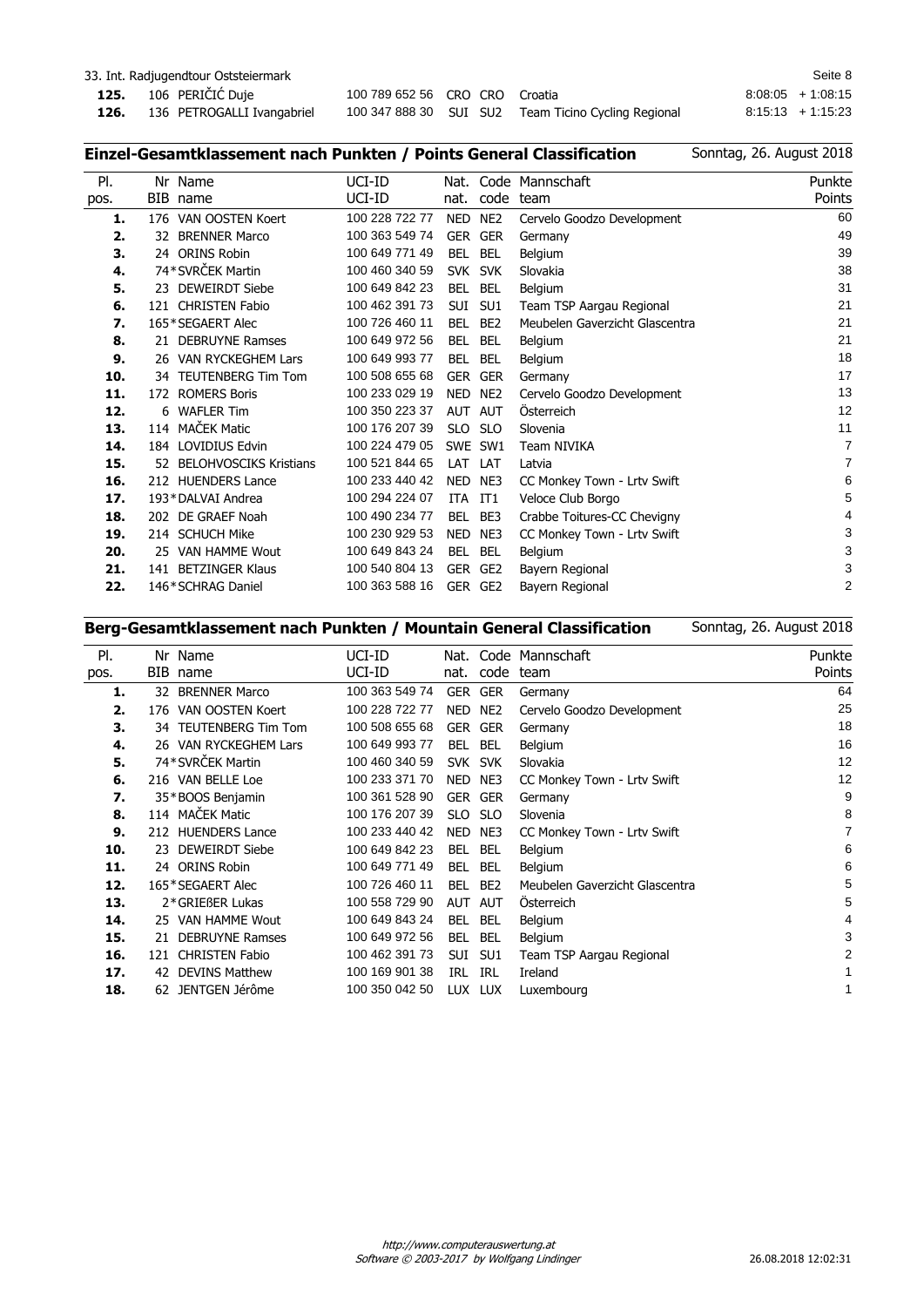| 125. | 106 | PERIČIĆ Duje | 100 789 652 56 | CRO | CRO | Croatia | 8:08:05 | + 1:08:15 |
|---|---|---|---|---|---|---|---|---|
| 126. | 136 | PETROGALLI Ivangabriel | 100 347 888 30 | SUI | SU2 | Team Ticino Cycling Regional | 8:15:13 | + 1:15:23 |

## Einzel-Gesamtklassement nach Punkten / Points General Classification

Sonntag, 26. August 2018

| Pl. pos. | Nr BIB | Name name | UCI-ID UCI-ID | Nat. nat. | Code code | Mannschaft team | Punkte Points |
|---|---|---|---|---|---|---|---|
| 1. | 176 | VAN OOSTEN Koert | 100 228 722 77 | NED | NE2 | Cervelo Goodzo Development | 60 |
| 2. | 32 | BRENNER Marco | 100 363 549 74 | GER | GER | Germany | 49 |
| 3. | 24 | ORINS Robin | 100 649 771 49 | BEL | BEL | Belgium | 39 |
| 4. | 74* | SVRČEK Martin | 100 460 340 59 | SVK | SVK | Slovakia | 38 |
| 5. | 23 | DEWEIRDT Siebe | 100 649 842 23 | BEL | BEL | Belgium | 31 |
| 6. | 121 | CHRISTEN Fabio | 100 462 391 73 | SUI | SU1 | Team TSP Aargau Regional | 21 |
| 7. | 165* | SEGAERT Alec | 100 726 460 11 | BEL | BE2 | Meubelen Gaverzicht Glascentra | 21 |
| 8. | 21 | DEBRUYNE Ramses | 100 649 972 56 | BEL | BEL | Belgium | 21 |
| 9. | 26 | VAN RYCKEGHEM Lars | 100 649 993 77 | BEL | BEL | Belgium | 18 |
| 10. | 34 | TEUTENBERG Tim Tom | 100 508 655 68 | GER | GER | Germany | 17 |
| 11. | 172 | ROMERS Boris | 100 233 029 19 | NED | NE2 | Cervelo Goodzo Development | 13 |
| 12. | 6 | WAFLER Tim | 100 350 223 37 | AUT | AUT | Österreich | 12 |
| 13. | 114 | MAČEK Matic | 100 176 207 39 | SLO | SLO | Slovenia | 11 |
| 14. | 184 | LOVIDIUS Edvin | 100 224 479 05 | SWE | SW1 | Team NIVIKA | 7 |
| 15. | 52 | BELOHVOSCIKS Kristians | 100 521 844 65 | LAT | LAT | Latvia | 7 |
| 16. | 212 | HUENDERS Lance | 100 233 440 42 | NED | NE3 | CC Monkey Town - Lrtv Swift | 6 |
| 17. | 193* | DALVAI Andrea | 100 294 224 07 | ITA | IT1 | Veloce Club Borgo | 5 |
| 18. | 202 | DE GRAEF Noah | 100 490 234 77 | BEL | BE3 | Crabbe Toitures-CC Chevigny | 4 |
| 19. | 214 | SCHUCH Mike | 100 230 929 53 | NED | NE3 | CC Monkey Town - Lrtv Swift | 3 |
| 20. | 25 | VAN HAMME Wout | 100 649 843 24 | BEL | BEL | Belgium | 3 |
| 21. | 141 | BETZINGER Klaus | 100 540 804 13 | GER | GE2 | Bayern Regional | 3 |
| 22. | 146* | SCHRAG Daniel | 100 363 588 16 | GER | GE2 | Bayern Regional | 2 |

## Berg-Gesamtklassement nach Punkten / Mountain General Classification

Sonntag, 26. August 2018

| Pl. pos. | Nr BIB | Name name | UCI-ID UCI-ID | Nat. nat. | Code code | Mannschaft team | Punkte Points |
|---|---|---|---|---|---|---|---|
| 1. | 32 | BRENNER Marco | 100 363 549 74 | GER | GER | Germany | 64 |
| 2. | 176 | VAN OOSTEN Koert | 100 228 722 77 | NED | NE2 | Cervelo Goodzo Development | 25 |
| 3. | 34 | TEUTENBERG Tim Tom | 100 508 655 68 | GER | GER | Germany | 18 |
| 4. | 26 | VAN RYCKEGHEM Lars | 100 649 993 77 | BEL | BEL | Belgium | 16 |
| 5. | 74* | SVRČEK Martin | 100 460 340 59 | SVK | SVK | Slovakia | 12 |
| 6. | 216 | VAN BELLE Loe | 100 233 371 70 | NED | NE3 | CC Monkey Town - Lrtv Swift | 12 |
| 7. | 35* | BOOS Benjamin | 100 361 528 90 | GER | GER | Germany | 9 |
| 8. | 114 | MAČEK Matic | 100 176 207 39 | SLO | SLO | Slovenia | 8 |
| 9. | 212 | HUENDERS Lance | 100 233 440 42 | NED | NE3 | CC Monkey Town - Lrtv Swift | 7 |
| 10. | 23 | DEWEIRDT Siebe | 100 649 842 23 | BEL | BEL | Belgium | 6 |
| 11. | 24 | ORINS Robin | 100 649 771 49 | BEL | BEL | Belgium | 6 |
| 12. | 165* | SEGAERT Alec | 100 726 460 11 | BEL | BE2 | Meubelen Gaverzicht Glascentra | 5 |
| 13. | 2* | GRIEßER Lukas | 100 558 729 90 | AUT | AUT | Österreich | 5 |
| 14. | 25 | VAN HAMME Wout | 100 649 843 24 | BEL | BEL | Belgium | 4 |
| 15. | 21 | DEBRUYNE Ramses | 100 649 972 56 | BEL | BEL | Belgium | 3 |
| 16. | 121 | CHRISTEN Fabio | 100 462 391 73 | SUI | SU1 | Team TSP Aargau Regional | 2 |
| 17. | 42 | DEVINS Matthew | 100 169 901 38 | IRL | IRL | Ireland | 1 |
| 18. | 62 | JENTGEN Jérôme | 100 350 042 50 | LUX | LUX | Luxembourg | 1 |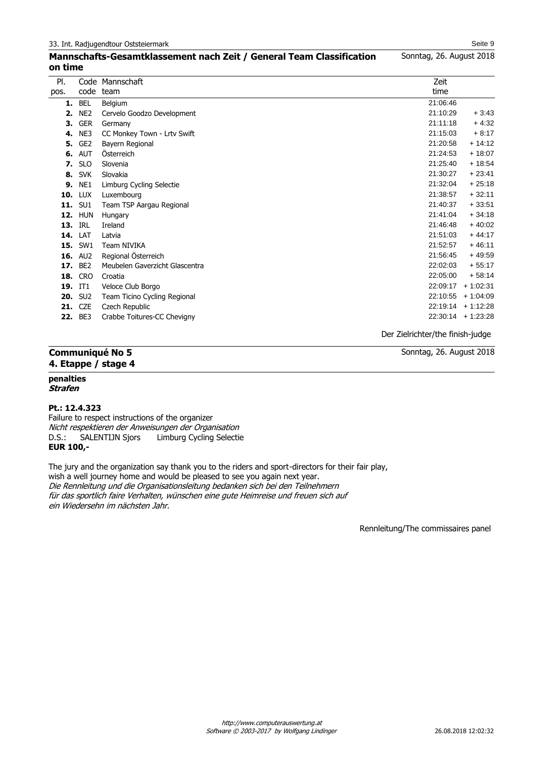## Mannschafts-Gesamtklassement nach Zeit / General Team Classification on time

Sonntag, 26. August 2018

| Pl. pos. | Code code | Mannschaft team | Zeit time | |
|---|---|---|---|---|
| **1.** | BEL | Belgium | 21:06:46 | |
| **2.** | NE2 | Cervelo Goodzo Development | 21:10:29 | + 3:43 |
| **3.** | GER | Germany | 21:11:18 | + 4:32 |
| **4.** | NE3 | CC Monkey Town - Lrtv Swift | 21:15:03 | + 8:17 |
| **5.** | GE2 | Bayern Regional | 21:20:58 | + 14:12 |
| **6.** | AUT | Österreich | 21:24:53 | + 18:07 |
| **7.** | SLO | Slovenia | 21:25:40 | + 18:54 |
| **8.** | SVK | Slovakia | 21:30:27 | + 23:41 |
| **9.** | NE1 | Limburg Cycling Selectie | 21:32:04 | + 25:18 |
| **10.** | LUX | Luxembourg | 21:38:57 | + 32:11 |
| **11.** | SU1 | Team TSP Aargau Regional | 21:40:37 | + 33:51 |
| **12.** | HUN | Hungary | 21:41:04 | + 34:18 |
| **13.** | IRL | Ireland | 21:46:48 | + 40:02 |
| **14.** | LAT | Latvia | 21:51:03 | + 44:17 |
| **15.** | SW1 | Team NIVIKA | 21:52:57 | + 46:11 |
| **16.** | AU2 | Regional Österreich | 21:56:45 | + 49:59 |
| **17.** | BE2 | Meubelen Gaverzicht Glascentra | 22:02:03 | + 55:17 |
| **18.** | CRO | Croatia | 22:05:00 | + 58:14 |
| **19.** | IT1 | Veloce Club Borgo | 22:09:17 | + 1:02:31 |
| **20.** | SU2 | Team Ticino Cycling Regional | 22:10:55 | + 1:04:09 |
| **21.** | CZE | Czech Republic | 22:19:14 | + 1:12:28 |
| **22.** | BE3 | Crabbe Toitures-CC Chevigny | 22:30:14 | + 1:23:28 |

Der Zielrichter/the finish-judge

## Communiqué No 5
## 4. Etappe / stage 4

Sonntag, 26. August 2018

**penalties**
***Strafen***

**Pt.: 12.4.323**
Failure to respect instructions of the organizer
*Nicht respektieren der Anweisungen der Organisation*
D.S.: SALENTIJN Sjors Limburg Cycling Selectie
**EUR 100,-**

The jury and the organization say thank you to the riders and sport-directors for their fair play, wish a well journey home and would be pleased to see you again next year.
*Die Rennleitung und die Organisationsleitung bedanken sich bei den Teilnehmern für das sportlich faire Verhalten, wünschen eine gute Heimreise und freuen sich auf ein Wiedersehn im nächsten Jahr.*

Rennleitung/The commissaires panel